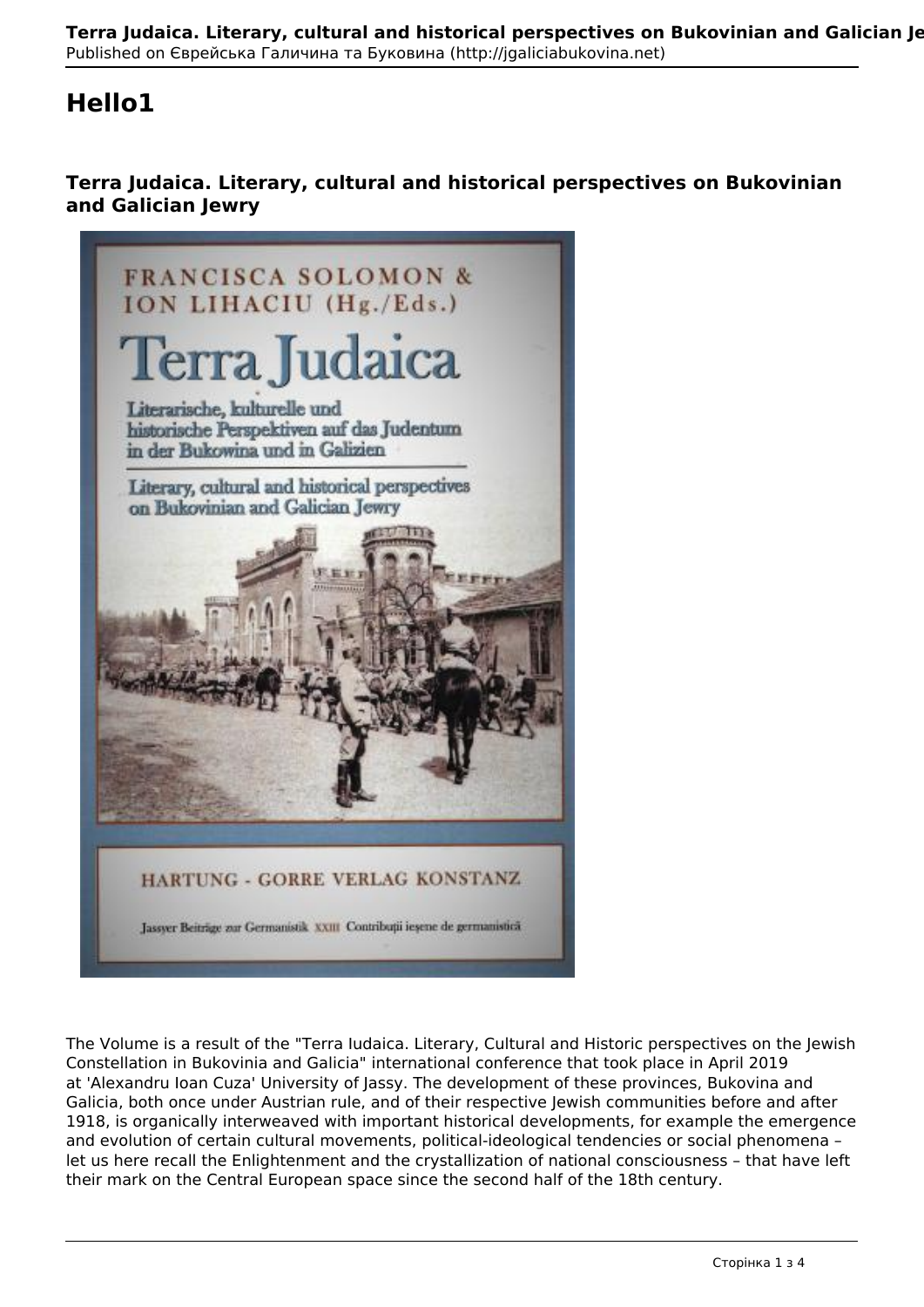# Hello1

## Terra Judaica. Literary, cultural and historical perspectives on Bukovinian and Galician Jewry

The Volume is a result of the "Terra Iudaica. Literary, Cultural and Historic perspectives on the Jewish Constellation in Bukovinia and Galicia" international conference that took place in April 2019 at 'Alexandru Ioan Cuza' University of Jassy. The development of these provinces, Bukovina and Galicia, both once under Austrian rule, and of their respective Jewish communities before and after 1918, is organically interweaved with important historical developments, for example the emergence and evolution of certain cultural movements, political-ideological tendencies or social phenomena – let us here recall the Enlightenment and the crystallization of national consciousness – that have left their mark on the Central European space since the second half of the 18th century.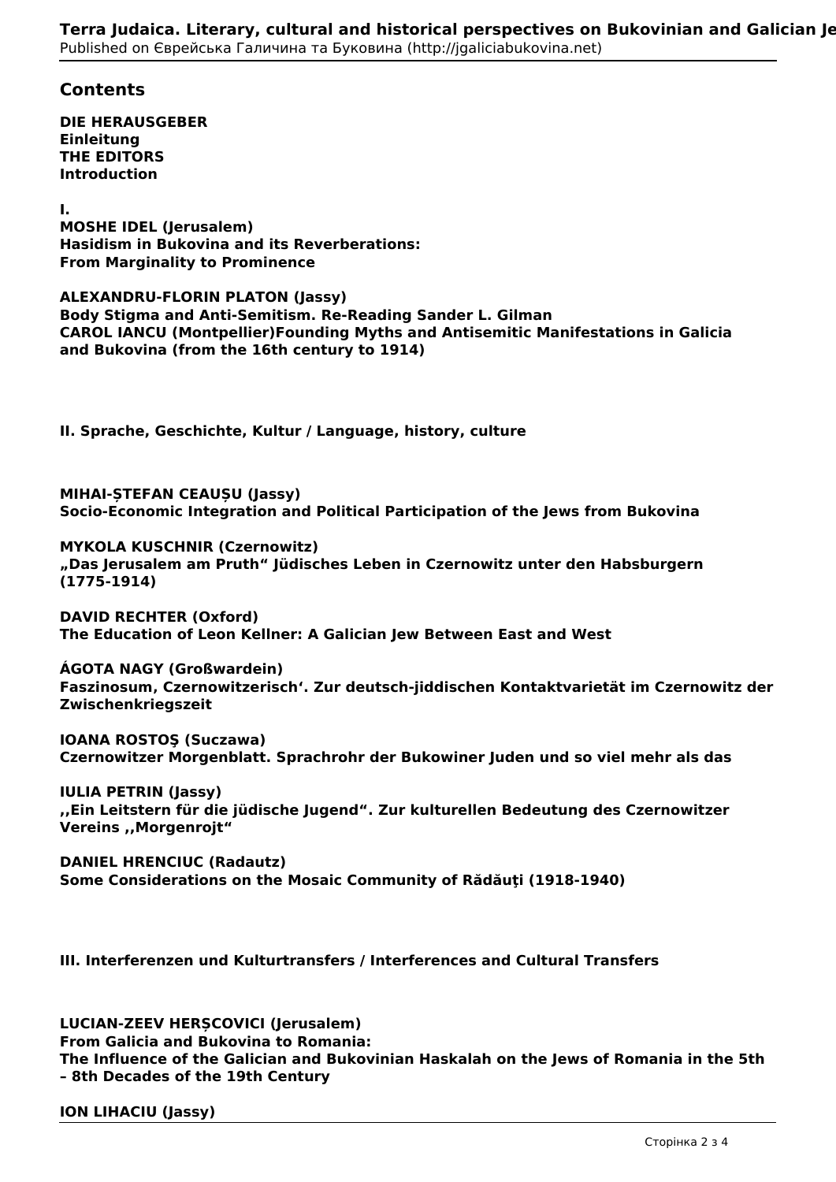## Contents

**DIE HERAUSGEBER**
**Einleitung**
**THE EDITORS**
**Introduction**

**I.**
**MOSHE IDEL (Jerusalem)**
**Hasidism in Bukovina and its Reverberations:**
**From Marginality to Prominence**

**ALEXANDRU-FLORIN PLATON (Jassy)**
**Body Stigma and Anti-Semitism. Re-Reading Sander L. Gilman**
**CAROL IANCU (Montpellier)Founding Myths and Antisemitic Manifestations in Galicia and Bukovina (from the 16th century to 1914)**

**II. Sprache, Geschichte, Kultur / Language, history, culture**

**MIHAI-ȘTEFAN CEAUȘU (Jassy)**
**Socio-Economic Integration and Political Participation of the Jews from Bukovina**

**MYKOLA KUSCHNIR (Czernowitz)**
**„Das Jerusalem am Pruth“ Jüdisches Leben in Czernowitz unter den Habsburgern (1775-1914)**

**DAVID RECHTER (Oxford)**
**The Education of Leon Kellner: A Galician Jew Between East and West**

**ÁGOTA NAGY (Großwardein)**
**Faszinosum, Czernowitzerisch‘. Zur deutsch-jiddischen Kontaktvarietät im Czernowitz der Zwischenkriegszeit**

**IOANA ROSTOŞ (Suczawa)**
**Czernowitzer Morgenblatt. Sprachrohr der Bukowiner Juden und so viel mehr als das**

**IULIA PETRIN (Jassy)**
**,,Ein Leitstern für die jüdische Jugend“. Zur kulturellen Bedeutung des Czernowitzer Vereins ,,Morgenrojt“**

**DANIEL HRENCIUC (Radautz)**
**Some Considerations on the Mosaic Community of Rădăuţi (1918-1940)**

**III. Interferenzen und Kulturtransfers / Interferences and Cultural Transfers**

**LUCIAN-ZEEV HERȘCOVICI (Jerusalem)**
**From Galicia and Bukovina to Romania:**
**The Influence of the Galician and Bukovinian Haskalah on the Jews of Romania in the 5th – 8th Decades of the 19th Century**

**ION LIHACIU (Jassy)**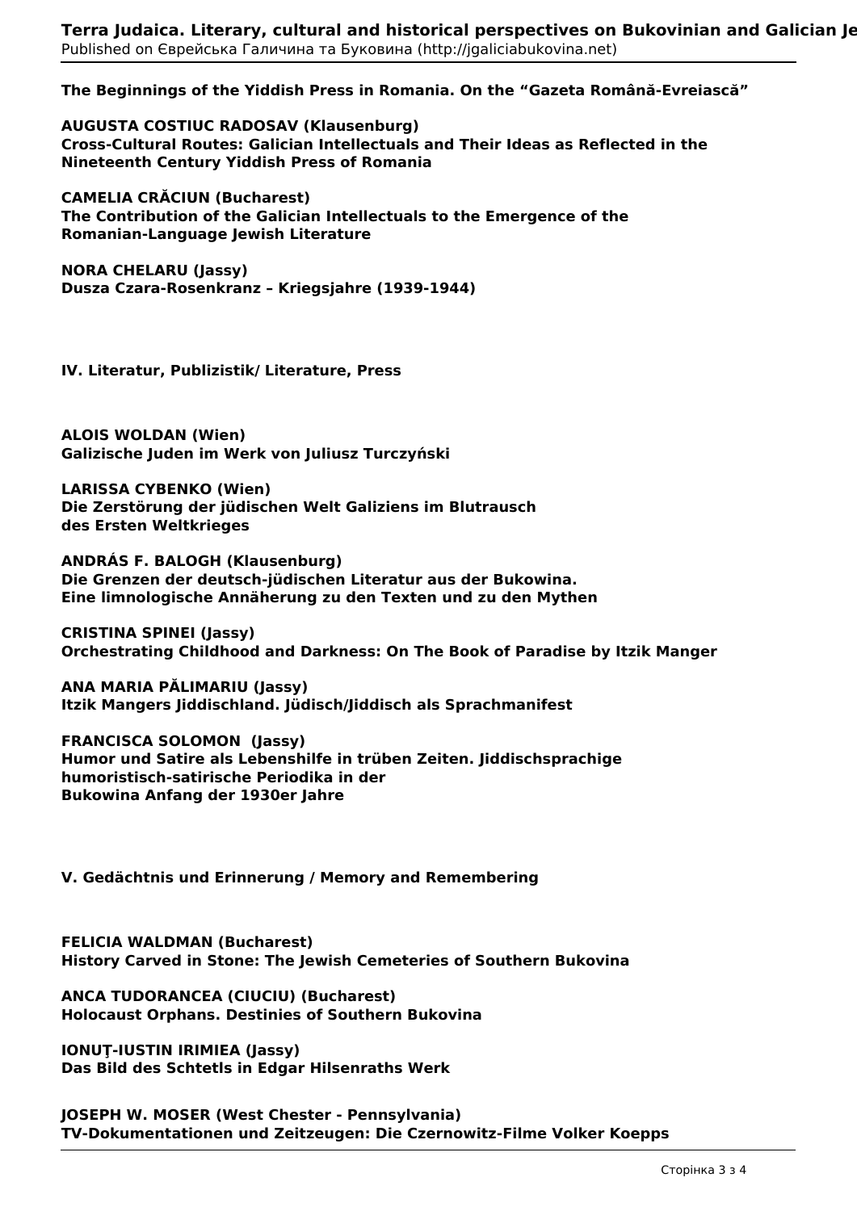**The Beginnings of the Yiddish Press in Romania. On the "Gazeta Română-Evreiască"**

**AUGUSTA COSTIUC RADOSAV (Klausenburg)**
**Cross-Cultural Routes: Galician Intellectuals and Their Ideas as Reflected in the Nineteenth Century Yiddish Press of Romania**

**CAMELIA CRĂCIUN (Bucharest)**
**The Contribution of the Galician Intellectuals to the Emergence of the Romanian-Language Jewish Literature**

**NORA CHELARU (Jassy)**
**Dusza Czara-Rosenkranz – Kriegsjahre (1939-1944)**

## IV. Literatur, Publizistik/ Literature, Press

**ALOIS WOLDAN (Wien)**
**Galizische Juden im Werk von Juliusz Turczyński**

**LARISSA CYBENKO (Wien)**
**Die Zerstörung der jüdischen Welt Galiziens im Blutrausch des Ersten Weltkrieges**

**ANDRÁS F. BALOGH (Klausenburg)**
**Die Grenzen der deutsch-jüdischen Literatur aus der Bukowina. Eine limnologische Annäherung zu den Texten und zu den Mythen**

**CRISTINA SPINEI (Jassy)**
**Orchestrating Childhood and Darkness: On The Book of Paradise by Itzik Manger**

**ANA MARIA PĂLIMARIU (Jassy)**
**Itzik Mangers Jiddischland. Jüdisch/Jiddisch als Sprachmanifest**

**FRANCISCA SOLOMON (Jassy)**
**Humor und Satire als Lebenshilfe in trüben Zeiten. Jiddischsprachige humoristisch-satirische Periodika in der Bukowina Anfang der 1930er Jahre**

## V. Gedächtnis und Erinnerung / Memory and Remembering

**FELICIA WALDMAN (Bucharest)**
**History Carved in Stone: The Jewish Cemeteries of Southern Bukovina**

**ANCA TUDORANCEA (CIUCIU) (Bucharest)**
**Holocaust Orphans. Destinies of Southern Bukovina**

**IONUŢ-IUSTIN IRIMIEA (Jassy)**
**Das Bild des Schtetls in Edgar Hilsenraths Werk**

**JOSEPH W. MOSER (West Chester - Pennsylvania)**
**TV-Dokumentationen und Zeitzeugen: Die Czernowitz-Filme Volker Koepps**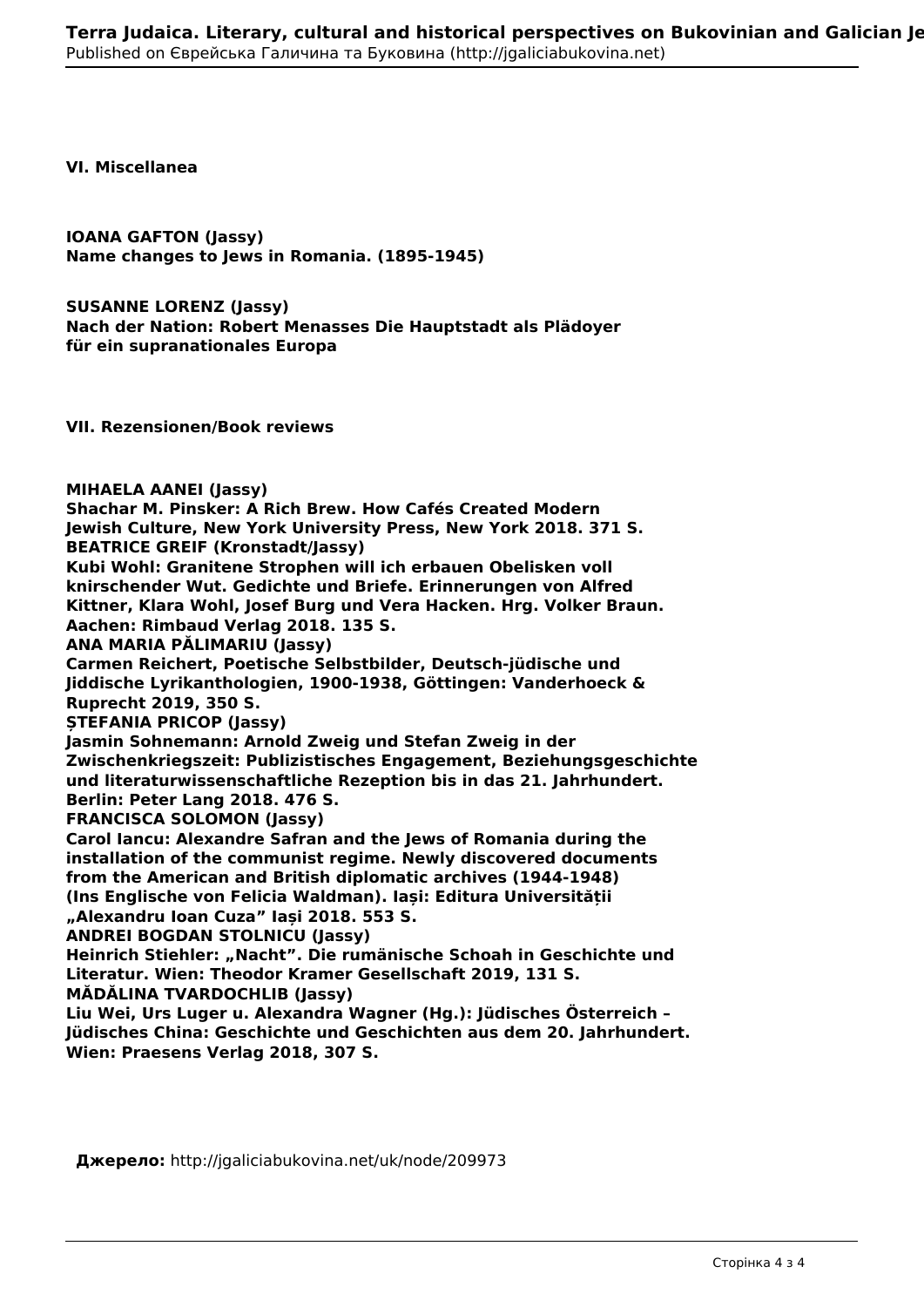## VI. Miscellanea

**IOANA GAFTON (Jassy)**
**Name changes to Jews in Romania. (1895-1945)**

**SUSANNE LORENZ (Jassy)**
**Nach der Nation: Robert Menasses Die Hauptstadt als Plädoyer für ein supranationales Europa**

## VII. Rezensionen/Book reviews

**MIHAELA AANEI (Jassy)**
**Shachar M. Pinsker: A Rich Brew. How Cafés Created Modern Jewish Culture, New York University Press, New York 2018. 371 S.**
**BEATRICE GREIF (Kronstadt/Jassy)**
**Kubi Wohl: Granitene Strophen will ich erbauen Obelisken voll knirschender Wut. Gedichte und Briefe. Erinnerungen von Alfred Kittner, Klara Wohl, Josef Burg und Vera Hacken. Hrg. Volker Braun. Aachen: Rimbaud Verlag 2018. 135 S.**
**ANA MARIA PĂLIMARIU (Jassy)**
**Carmen Reichert, Poetische Selbstbilder, Deutsch-jüdische und Jiddische Lyrikanthologien, 1900-1938, Göttingen: Vanderhoeck & Ruprecht 2019, 350 S.**
**ȘTEFANIA PRICOP (Jassy)**
**Jasmin Sohnemann: Arnold Zweig und Stefan Zweig in der Zwischenkriegszeit: Publizistisches Engagement, Beziehungsgeschichte und literaturwissenschaftliche Rezeption bis in das 21. Jahrhundert. Berlin: Peter Lang 2018. 476 S.**
**FRANCISCA SOLOMON (Jassy)**
**Carol Iancu: Alexandre Safran and the Jews of Romania during the installation of the communist regime. Newly discovered documents from the American and British diplomatic archives (1944-1948) (Ins Englische von Felicia Waldman). Iași: Editura Universității „Alexandru Ioan Cuza" Iași 2018. 553 S.**
**ANDREI BOGDAN STOLNICU (Jassy)**
**Heinrich Stiehler: „Nacht". Die rumänische Schoah in Geschichte und Literatur. Wien: Theodor Kramer Gesellschaft 2019, 131 S.**
**MĂDĂLINA TVARDOCHLIB (Jassy)**
**Liu Wei, Urs Luger u. Alexandra Wagner (Hg.): Jüdisches Österreich – Jüdisches China: Geschichte und Geschichten aus dem 20. Jahrhundert. Wien: Praesens Verlag 2018, 307 S.**

**Джерело:** http://jgaliciabukovina.net/uk/node/209973